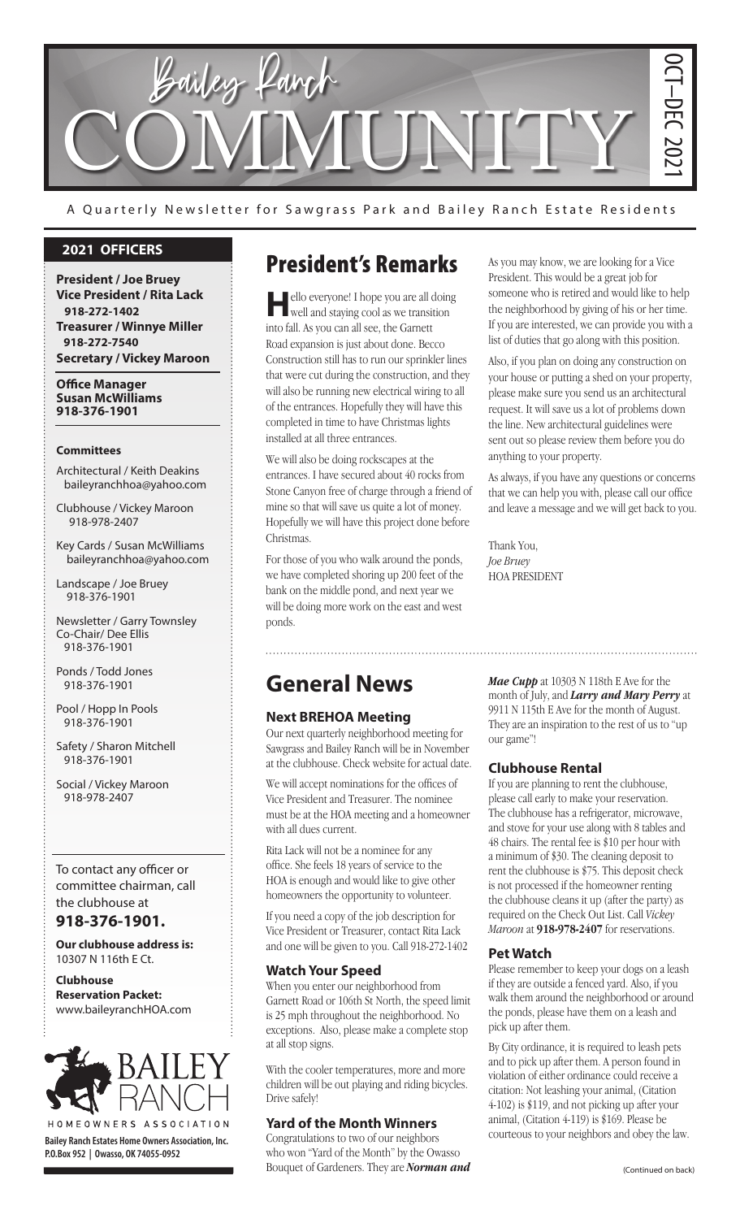# Bailey Ranch COMMUNITY

OCT–DEC 2021

A Quarterly Newsletter for Sawgrass Park and Bailey Ranch Estate Residents

## 2021 OFFICERS

**President / Joe Bruey**
**Vice President / Rita Lack**
**918-272-1402**
**Treasurer / Winnye Miller**
**918-272-7540**
**Secretary / Vickey Maroon**

**Office Manager**
**Susan McWilliams**
**918-376-1901**

### Committees

Architectural / Keith Deakins
baileyranchhoa@yahoo.com

Clubhouse / Vickey Maroon
918-978-2407

Key Cards / Susan McWilliams
baileyranchhoa@yahoo.com

Landscape / Joe Bruey
918-376-1901

Newsletter / Garry Townsley
Co-Chair/ Dee Ellis
918-376-1901

Ponds / Todd Jones
918-376-1901

Pool / Hopp In Pools
918-376-1901

Safety / Sharon Mitchell
918-376-1901

Social / Vickey Maroon
918-978-2407

To contact any officer or committee chairman, call the clubhouse at
**918-376-1901.**

**Our clubhouse address is:**
10307 N 116th E Ct.

**Clubhouse Reservation Packet:**
www.baileyranchHOA.com

BAILEY RANCH
HOMEOWNERS ASSOCIATION

**Bailey Ranch Estates Home Owners Association, Inc.**
**P.O.Box 952 | Owasso, OK 74055-0952**

# President's Remarks

Hello everyone! I hope you are all doing well and staying cool as we transition into fall. As you can all see, the Garnett Road expansion is just about done. Becco Construction still has to run our sprinkler lines that were cut during the construction, and they will also be running new electrical wiring to all of the entrances. Hopefully they will have this completed in time to have Christmas lights installed at all three entrances.

We will also be doing rockscapes at the entrances. I have secured about 40 rocks from Stone Canyon free of charge through a friend of mine so that will save us quite a lot of money. Hopefully we will have this project done before Christmas.

For those of you who walk around the ponds, we have completed shoring up 200 feet of the bank on the middle pond, and next year we will be doing more work on the east and west ponds.

As you may know, we are looking for a Vice President. This would be a great job for someone who is retired and would like to help the neighborhood by giving of his or her time. If you are interested, we can provide you with a list of duties that go along with this position.

Also, if you plan on doing any construction on your house or putting a shed on your property, please make sure you send us an architectural request. It will save us a lot of problems down the line. New architectural guidelines were sent out so please review them before you do anything to your property.

As always, if you have any questions or concerns that we can help you with, please call our office and leave a message and we will get back to you.

Thank You,
*Joe Bruey*
HOA PRESIDENT

# General News

### Next BREHOA Meeting

Our next quarterly neighborhood meeting for Sawgrass and Bailey Ranch will be in November at the clubhouse. Check website for actual date.

We will accept nominations for the offices of Vice President and Treasurer. The nominee must be at the HOA meeting and a homeowner with all dues current.

Rita Lack will not be a nominee for any office. She feels 18 years of service to the HOA is enough and would like to give other homeowners the opportunity to volunteer.

If you need a copy of the job description for Vice President or Treasurer, contact Rita Lack and one will be given to you. Call 918-272-1402

### Watch Your Speed

When you enter our neighborhood from Garnett Road or 106th St North, the speed limit is 25 mph throughout the neighborhood. No exceptions. Also, please make a complete stop at all stop signs.

With the cooler temperatures, more and more children will be out playing and riding bicycles. Drive safely!

### Yard of the Month Winners

Congratulations to two of our neighbors who won "Yard of the Month" by the Owasso Bouquet of Gardeners. They are ***Norman and Mae Cupp*** at 10303 N 118th E Ave for the month of July, and ***Larry and Mary Perry*** at 9911 N 115th E Ave for the month of August. They are an inspiration to the rest of us to "up our game"!

### Clubhouse Rental

If you are planning to rent the clubhouse, please call early to make your reservation. The clubhouse has a refrigerator, microwave, and stove for your use along with 8 tables and 48 chairs. The rental fee is $10 per hour with a minimum of $30. The cleaning deposit to rent the clubhouse is $75. This deposit check is not processed if the homeowner renting the clubhouse cleans it up (after the party) as required on the Check Out List. Call *Vickey Maroon* at **918-978-2407** for reservations.

### Pet Watch

Please remember to keep your dogs on a leash if they are outside a fenced yard. Also, if you walk them around the neighborhood or around the ponds, please have them on a leash and pick up after them.

By City ordinance, it is required to leash pets and to pick up after them. A person found in violation of either ordinance could receive a citation: Not leashing your animal, (Citation 4-102) is $119, and not picking up after your animal, (Citation 4-119) is $169. Please be courteous to your neighbors and obey the law.

(Continued on back)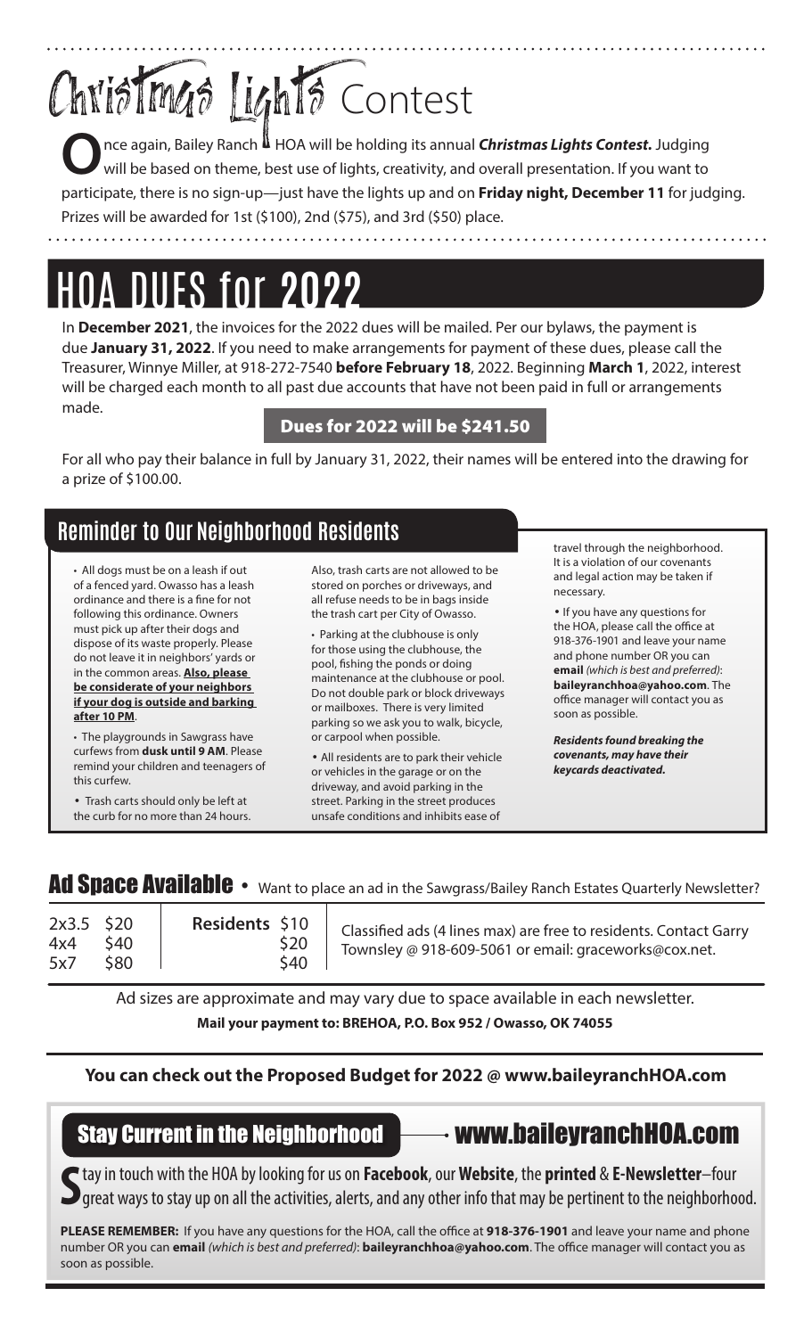# Christmas Lights Contest

Once again, Bailey Ranch HOA will be holding its annual ***Christmas Lights Contest.*** Judging will be based on theme, best use of lights, creativity, and overall presentation. If you want to participate, there is no sign-up—just have the lights up and on **Friday night, December 11** for judging. Prizes will be awarded for 1st ($100), 2nd ($75), and 3rd ($50) place.

# HOA DUES for 2022

In **December 2021**, the invoices for the 2022 dues will be mailed. Per our bylaws, the payment is due **January 31, 2022**. If you need to make arrangements for payment of these dues, please call the Treasurer, Winnye Miller, at 918-272-7540 **before February 18**, 2022. Beginning **March 1**, 2022, interest will be charged each month to all past due accounts that have not been paid in full or arrangements made.

**Dues for 2022 will be $241.50**

For all who pay their balance in full by January 31, 2022, their names will be entered into the drawing for a prize of $100.00.

## Reminder to Our Neighborhood Residents

- All dogs must be on a leash if out of a fenced yard. Owasso has a leash ordinance and there is a fine for not following this ordinance. Owners must pick up after their dogs and dispose of its waste properly. Please do not leave it in neighbors' yards or in the common areas. **Also, please be considerate of your neighbors if your dog is outside and barking after 10 PM**.
- The playgrounds in Sawgrass have curfews from **dusk until 9 AM**. Please remind your children and teenagers of this curfew.
- Trash carts should only be left at the curb for no more than 24 hours. Also, trash carts are not allowed to be stored on porches or driveways, and all refuse needs to be in bags inside the trash cart per City of Owasso.
- Parking at the clubhouse is only for those using the clubhouse, the pool, fishing the ponds or doing maintenance at the clubhouse or pool. Do not double park or block driveways or mailboxes. There is very limited parking so we ask you to walk, bicycle, or carpool when possible.
- All residents are to park their vehicle or vehicles in the garage or on the driveway, and avoid parking in the street. Parking in the street produces unsafe conditions and inhibits ease of travel through the neighborhood. It is a violation of our covenants and legal action may be taken if necessary.
- If you have any questions for the HOA, please call the office at 918-376-1901 and leave your name and phone number OR you can **email** *(which is best and preferred)*: **baileyranchhoa@yahoo.com**. The office manager will contact you as soon as possible.

***Residents found breaking the covenants, may have their keycards deactivated.***

## Ad Space Available • Want to place an ad in the Sawgrass/Bailey Ranch Estates Quarterly Newsletter?

| Size | Price | Residents |
|---|---|---|
| 2x3.5 | $20 | $10 |
| 4x4 | $40 | $20 |
| 5x7 | $80 | $40 |

Classified ads (4 lines max) are free to residents. Contact Garry Townsley @ 918-609-5061 or email: graceworks@cox.net.

Ad sizes are approximate and may vary due to space available in each newsletter.

**Mail your payment to: BREHOA, P.O. Box 952 / Owasso, OK 74055**

**You can check out the Proposed Budget for 2022 @ www.baileyranchHOA.com**

## Stay Current in the Neighborhood — www.baileyranchHOA.com

Stay in touch with the HOA by looking for us on **Facebook**, our **Website**, the **printed** & **E-Newsletter**–four great ways to stay up on all the activities, alerts, and any other info that may be pertinent to the neighborhood.

**PLEASE REMEMBER:** If you have any questions for the HOA, call the office at **918-376-1901** and leave your name and phone number OR you can **email** *(which is best and preferred)*: **baileyranchhoa@yahoo.com**. The office manager will contact you as soon as possible.